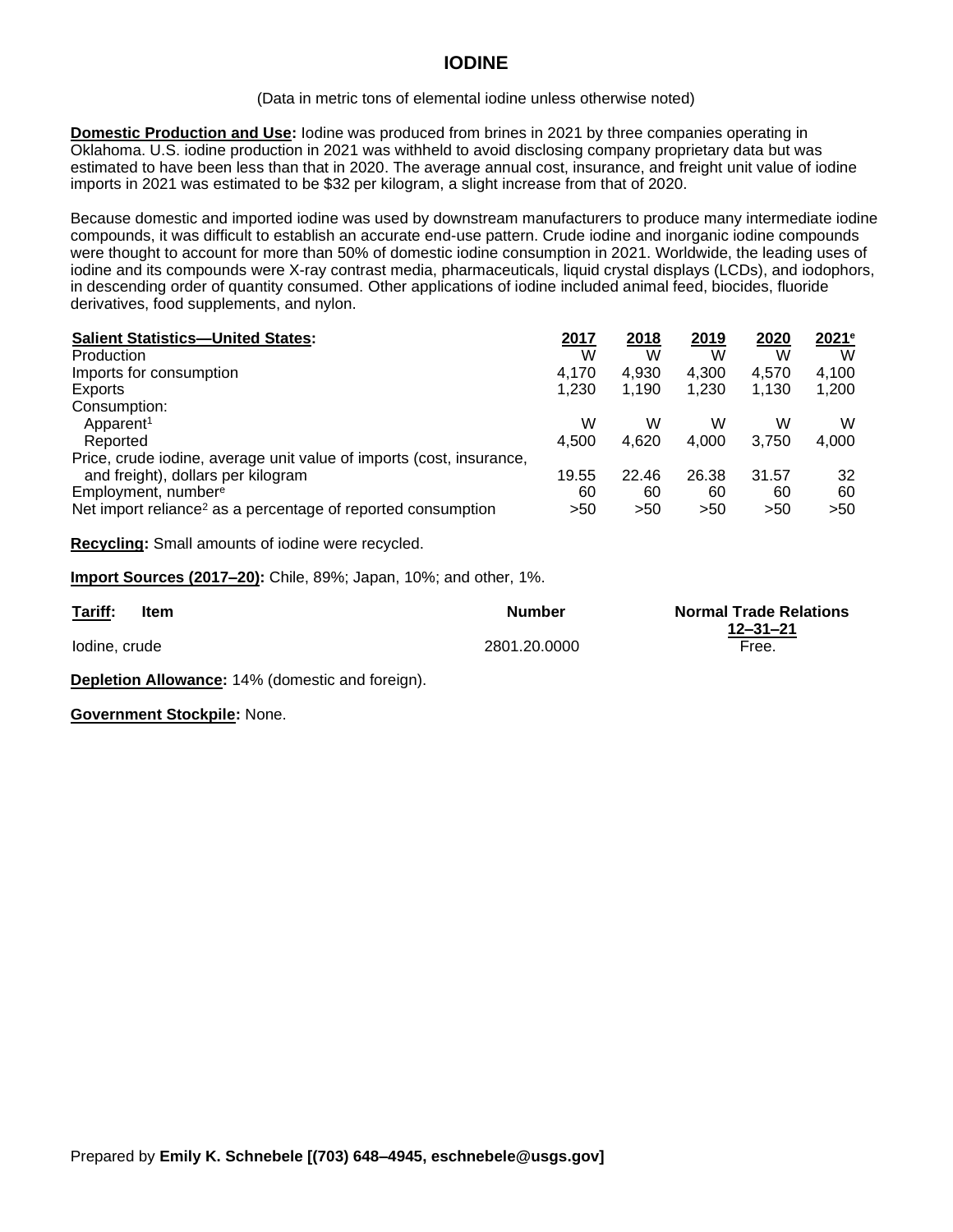# IODINE

(Data in metric tons of elemental iodine unless otherwise noted)

**Domestic Production and Use:** Iodine was produced from brines in 2021 by three companies operating in Oklahoma. U.S. iodine production in 2021 was withheld to avoid disclosing company proprietary data but was estimated to have been less than that in 2020. The average annual cost, insurance, and freight unit value of iodine imports in 2021 was estimated to be $32 per kilogram, a slight increase from that of 2020.

Because domestic and imported iodine was used by downstream manufacturers to produce many intermediate iodine compounds, it was difficult to establish an accurate end-use pattern. Crude iodine and inorganic iodine compounds were thought to account for more than 50% of domestic iodine consumption in 2021. Worldwide, the leading uses of iodine and its compounds were X-ray contrast media, pharmaceuticals, liquid crystal displays (LCDs), and iodophors, in descending order of quantity consumed. Other applications of iodine included animal feed, biocides, fluoride derivatives, food supplements, and nylon.

| Salient Statistics—United States: | 2017 | 2018 | 2019 | 2020 | 2021[e] |
|---|---|---|---|---|---|
| Production | W | W | W | W | W |
| Imports for consumption | 4,170 | 4,930 | 4,300 | 4,570 | 4,100 |
| Exports | 1,230 | 1,190 | 1,230 | 1,130 | 1,200 |
| Consumption: | | | | | |
| Apparent[1] | W | W | W | W | W |
| Reported | 4,500 | 4,620 | 4,000 | 3,750 | 4,000 |
| Price, crude iodine, average unit value of imports (cost, insurance, and freight), dollars per kilogram | 19.55 | 22.46 | 26.38 | 31.57 | 32 |
| Employment, number[e] | 60 | 60 | 60 | 60 | 60 |
| Net import reliance[2] as a percentage of reported consumption | >50 | >50 | >50 | >50 | >50 |

**Recycling:** Small amounts of iodine were recycled.

**Import Sources (2017–20):** Chile, 89%; Japan, 10%; and other, 1%.

| Tariff: Item | Number | Normal Trade Relations 12–31–21 |
|---|---|---|
| Iodine, crude | 2801.20.0000 | Free. |

**Depletion Allowance:** 14% (domestic and foreign).

**Government Stockpile:** None.

Prepared by **Emily K. Schnebele [(703) 648–4945, eschnebele@usgs.gov]**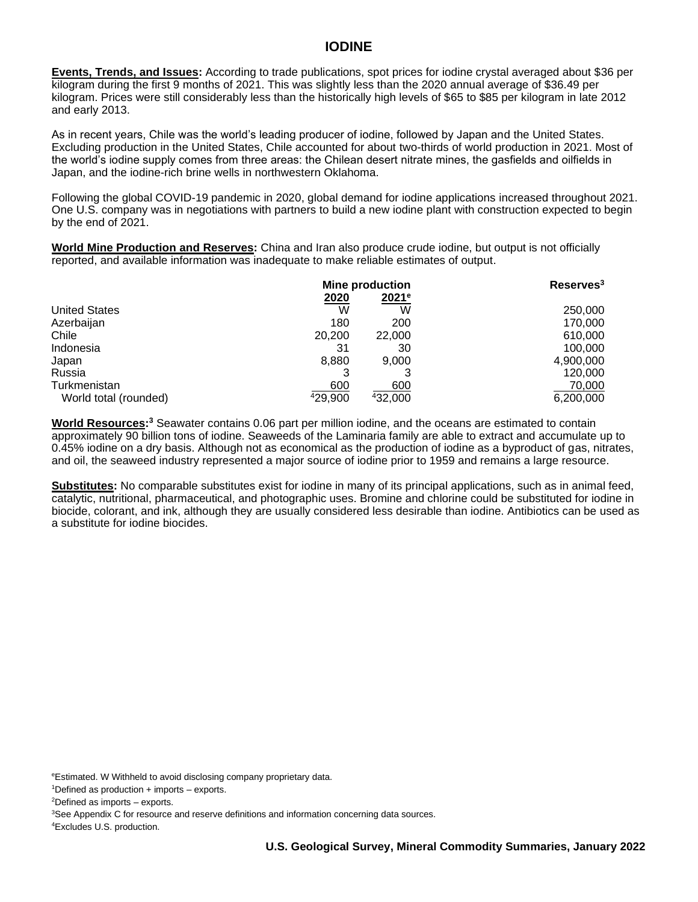# IODINE

**Events, Trends, and Issues:** According to trade publications, spot prices for iodine crystal averaged about $36 per kilogram during the first 9 months of 2021. This was slightly less than the 2020 annual average of $36.49 per kilogram. Prices were still considerably less than the historically high levels of $65 to $85 per kilogram in late 2012 and early 2013.

As in recent years, Chile was the world's leading producer of iodine, followed by Japan and the United States. Excluding production in the United States, Chile accounted for about two-thirds of world production in 2021. Most of the world's iodine supply comes from three areas: the Chilean desert nitrate mines, the gasfields and oilfields in Japan, and the iodine-rich brine wells in northwestern Oklahoma.

Following the global COVID-19 pandemic in 2020, global demand for iodine applications increased throughout 2021. One U.S. company was in negotiations with partners to build a new iodine plant with construction expected to begin by the end of 2021.

**World Mine Production and Reserves:** China and Iran also produce crude iodine, but output is not officially reported, and available information was inadequate to make reliable estimates of output.

| | Mine production | | Reserves[3] |
|---|---|---|---|
| | 2020 | 2021[e] | |
| United States | W | W | 250,000 |
| Azerbaijan | 180 | 200 | 170,000 |
| Chile | 20,200 | 22,000 | 610,000 |
| Indonesia | 31 | 30 | 100,000 |
| Japan | 8,880 | 9,000 | 4,900,000 |
| Russia | 3 | 3 | 120,000 |
| Turkmenistan | 600 | 600 | 70,000 |
| World total (rounded) | [4]29,900 | [4]32,000 | 6,200,000 |

**World Resources:[3]** Seawater contains 0.06 part per million iodine, and the oceans are estimated to contain approximately 90 billion tons of iodine. Seaweeds of the Laminaria family are able to extract and accumulate up to 0.45% iodine on a dry basis. Although not as economical as the production of iodine as a byproduct of gas, nitrates, and oil, the seaweed industry represented a major source of iodine prior to 1959 and remains a large resource.

**Substitutes:** No comparable substitutes exist for iodine in many of its principal applications, such as in animal feed, catalytic, nutritional, pharmaceutical, and photographic uses. Bromine and chlorine could be substituted for iodine in biocide, colorant, and ink, although they are usually considered less desirable than iodine. Antibiotics can be used as a substitute for iodine biocides.

[e]Estimated. W Withheld to avoid disclosing company proprietary data.

[1]Defined as production + imports – exports.

[2]Defined as imports – exports.

[3]See Appendix C for resource and reserve definitions and information concerning data sources.

[4]Excludes U.S. production.